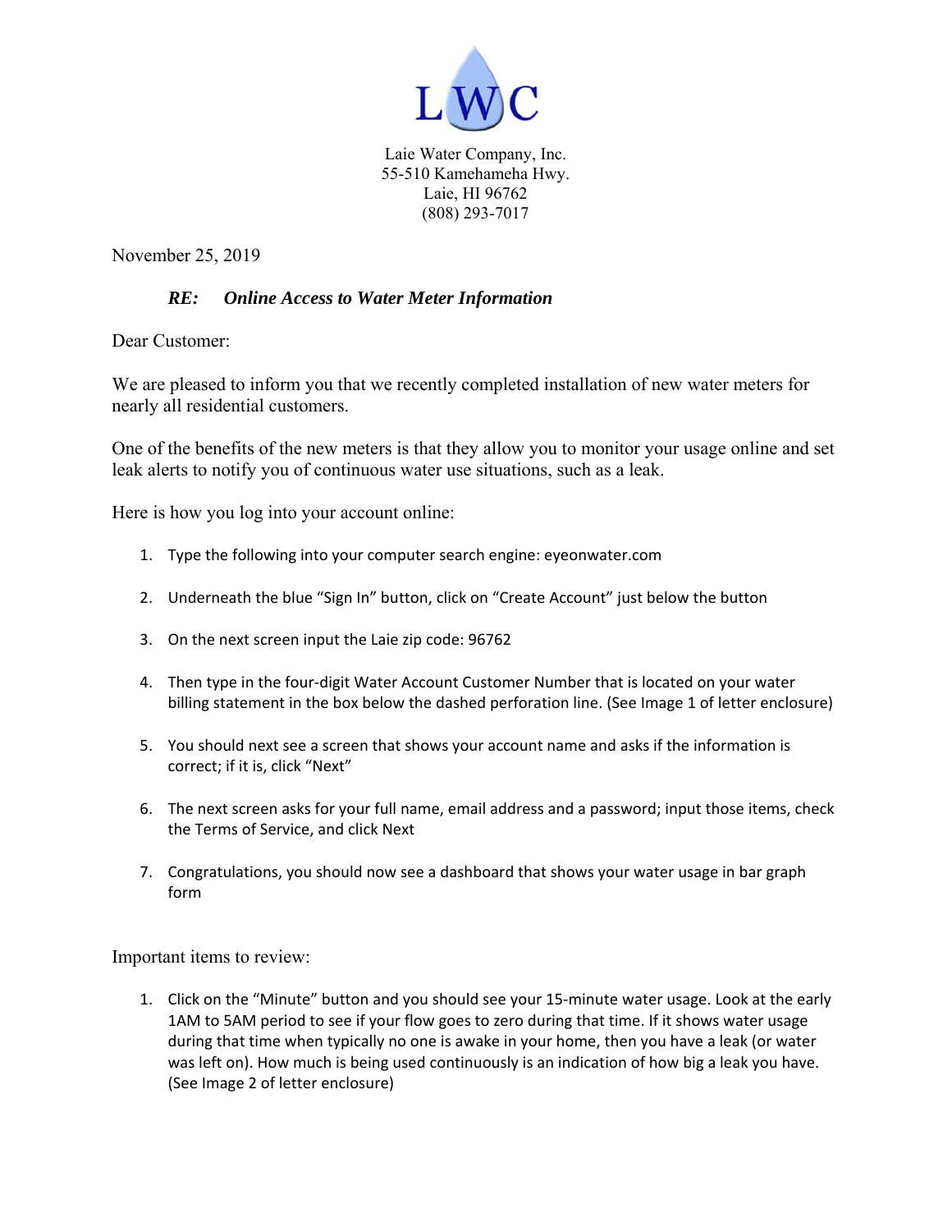LWC

Laie Water Company, Inc.
55-510 Kamehameha Hwy.
Laie, HI 96762
(808) 293-7017

November 25, 2019

***RE: Online Access to Water Meter Information***

Dear Customer:

We are pleased to inform you that we recently completed installation of new water meters for nearly all residential customers.

One of the benefits of the new meters is that they allow you to monitor your usage online and set leak alerts to notify you of continuous water use situations, such as a leak.

Here is how you log into your account online:

1. Type the following into your computer search engine: eyeonwater.com
2. Underneath the blue "Sign In" button, click on "Create Account" just below the button
3. On the next screen input the Laie zip code: 96762
4. Then type in the four-digit Water Account Customer Number that is located on your water billing statement in the box below the dashed perforation line. (See Image 1 of letter enclosure)
5. You should next see a screen that shows your account name and asks if the information is correct; if it is, click "Next"
6. The next screen asks for your full name, email address and a password; input those items, check the Terms of Service, and click Next
7. Congratulations, you should now see a dashboard that shows your water usage in bar graph form

Important items to review:

1. Click on the "Minute" button and you should see your 15-minute water usage. Look at the early 1AM to 5AM period to see if your flow goes to zero during that time. If it shows water usage during that time when typically no one is awake in your home, then you have a leak (or water was left on). How much is being used continuously is an indication of how big a leak you have. (See Image 2 of letter enclosure)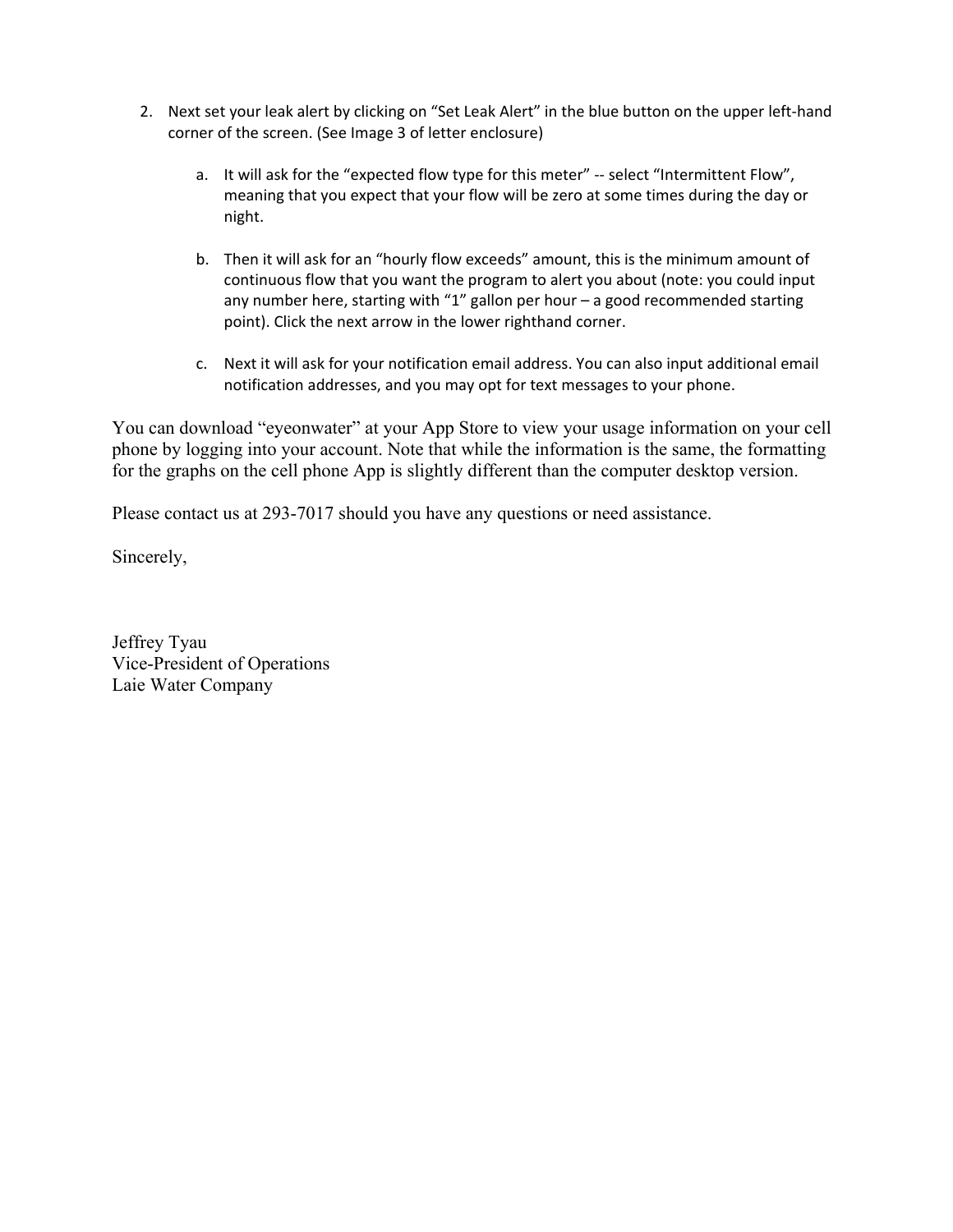2. Next set your leak alert by clicking on “Set Leak Alert” in the blue button on the upper left-hand corner of the screen. (See Image 3 of letter enclosure)

   a. It will ask for the “expected flow type for this meter” -- select “Intermittent Flow”, meaning that you expect that your flow will be zero at some times during the day or night.

   b. Then it will ask for an “hourly flow exceeds” amount, this is the minimum amount of continuous flow that you want the program to alert you about (note: you could input any number here, starting with “1” gallon per hour – a good recommended starting point). Click the next arrow in the lower righthand corner.

   c. Next it will ask for your notification email address. You can also input additional email notification addresses, and you may opt for text messages to your phone.

You can download “eyeonwater” at your App Store to view your usage information on your cell phone by logging into your account. Note that while the information is the same, the formatting for the graphs on the cell phone App is slightly different than the computer desktop version.

Please contact us at 293-7017 should you have any questions or need assistance.

Sincerely,

Jeffrey Tyau
Vice-President of Operations
Laie Water Company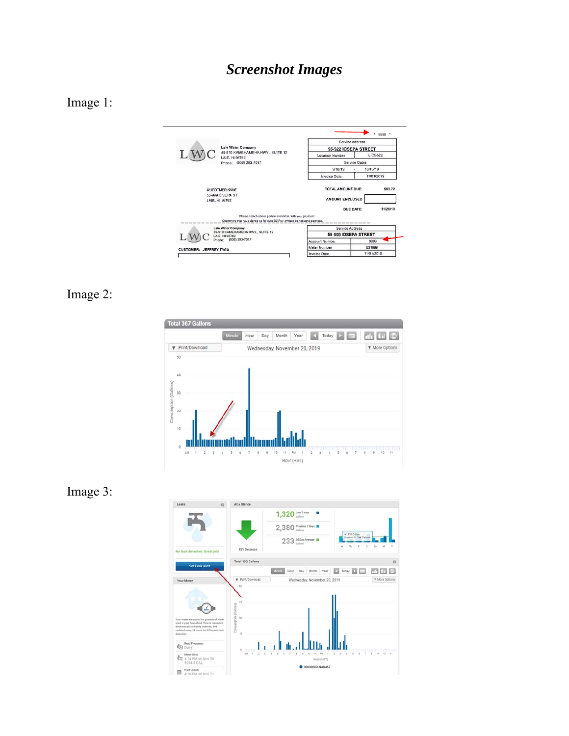# *Screenshot Images*

Image 1:

Laie Water Company
55-510 KAMEHAMEHA HWY., SUITE 12
LAIE, HI 96762
Phone: (808) 293-7017

* 9999 *

Service Address
55-522 IOSEPA STREET
Location Number LIOS522
Service Dates
9/16/19 - 10/15/19
Invoice Date 11/01/2019

CUSDTMER NAME
55-999 IOSEPA ST
LAIE, HI 96762

TOTAL AMOUNT DUE: $63.72
AMOUNT ENCLOSED
DUE DATE: 11/25/19

Please detach above portion and return with your payment
Customers that have signed up for Auto Bill Pay, please do not send payment.

Laie Water Company
55-510 KAMEHAMEHA HWY., SUITE 12
LAIE, HI 96762
Phone: (808) 293-7017

CUSTOMER: JEFFREY TYAU

Service Address
55-999 IOSEPA STREET
Account Number 9999
Meter Number 531999
Invoice Date 11/01/2019

Image 2:

Total 367 Gallons
Minute Hour Day Month Year Today
Print/Download
Wednesday, November 20, 2019
More Options
Consumption (Gallons)
50 40 30 20 10 0
AM 1 2 3 4 5 6 7 8 9 10 11 PM 1 2 3 4 5 6 7 8 9 10 11
Hour (HST)

Image 3:

Leaks
No leak detected. Great job!
Set Leak Alert

At a Glance
1,320 Last 7 days Gallons
2,380 Previous 7 days Gallons
233 30 Day Average Gallons
45% Decrease
W Th F S Su M T

Total 132 Gallons
Minute Hour Day Month Year Today
Print/Download
Wednesday, November 20, 2019
More Options
Consumption (Gallons)
Hour (HST)
00000000LNAN457

Your Meter
Your meter measures the quantity of water used in your household. Flow is measured electronically at hourly intervals, and updated every 24 hours for billing and leak detection.
Read Frequency
Daily
Meter Read
4:14 PM on Nov 20
5914.5 GAL
Next Update
4:16 PM on Nov 21